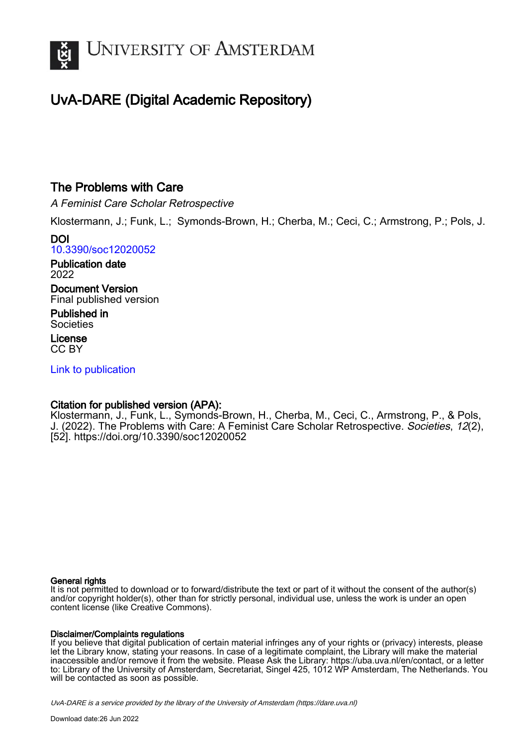# UvA-DARE (Digital Academic Repository)

## The Problems with Care

*A Feminist Care Scholar Retrospective*

Klostermann, J.; Funk, L.; Symonds-Brown, H.; Cherba, M.; Ceci, C.; Armstrong, P.; Pols, J.

**DOI**
10.3390/soc12020052

**Publication date**
2022

**Document Version**
Final published version

**Published in**
Societies

**License**
CC BY

Link to publication

**Citation for published version (APA):**
Klostermann, J., Funk, L., Symonds-Brown, H., Cherba, M., Ceci, C., Armstrong, P., & Pols, J. (2022). The Problems with Care: A Feminist Care Scholar Retrospective. *Societies*, *12*(2), [52]. https://doi.org/10.3390/soc12020052

**General rights**
It is not permitted to download or to forward/distribute the text or part of it without the consent of the author(s) and/or copyright holder(s), other than for strictly personal, individual use, unless the work is under an open content license (like Creative Commons).

**Disclaimer/Complaints regulations**
If you believe that digital publication of certain material infringes any of your rights or (privacy) interests, please let the Library know, stating your reasons. In case of a legitimate complaint, the Library will make the material inaccessible and/or remove it from the website. Please Ask the Library: https://uba.uva.nl/en/contact, or a letter to: Library of the University of Amsterdam, Secretariat, Singel 425, 1012 WP Amsterdam, The Netherlands. You will be contacted as soon as possible.

UvA-DARE is a service provided by the library of the University of Amsterdam (https://dare.uva.nl)

Download date:26 Jun 2022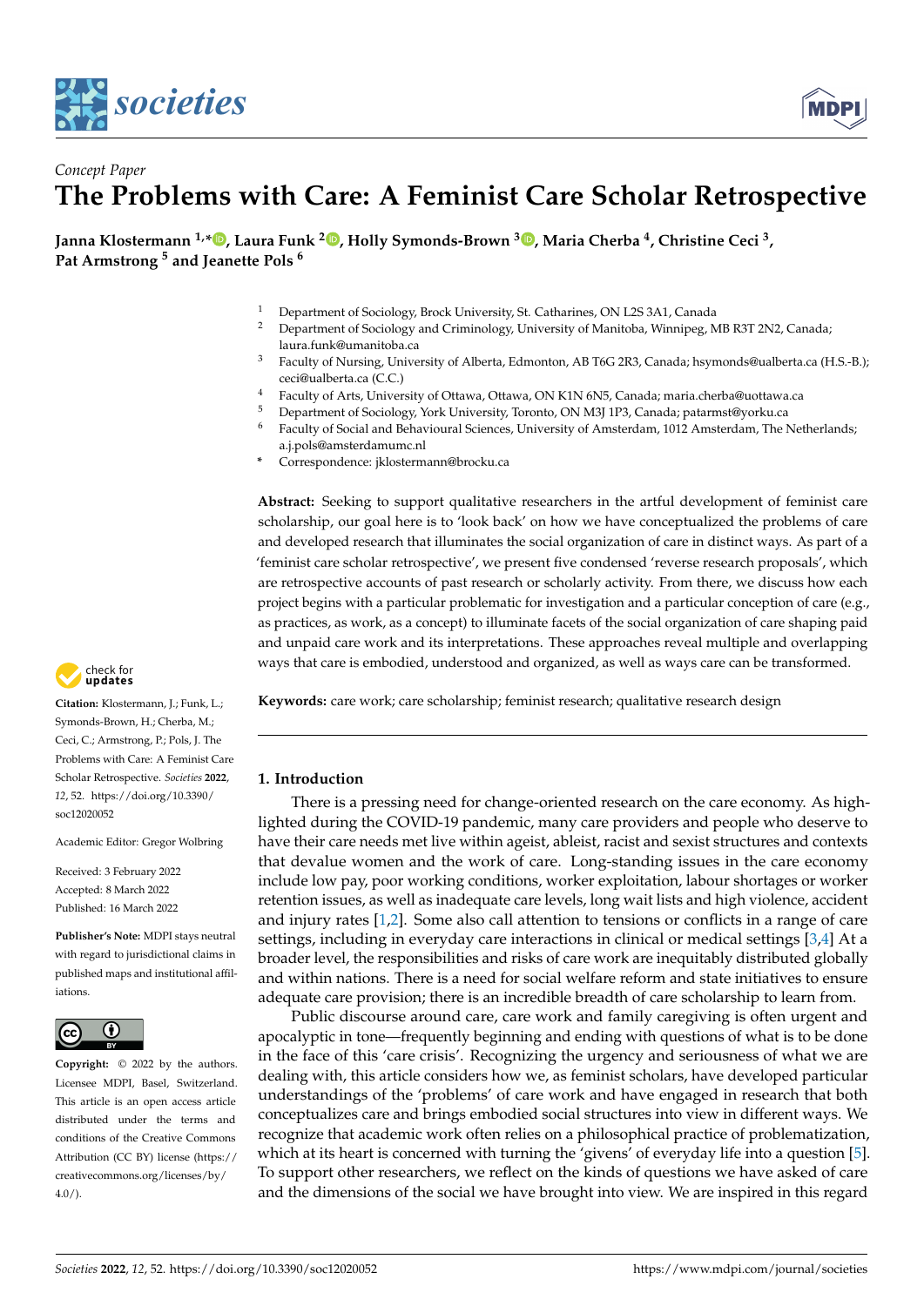# The Problems with Care: A Feminist Care Scholar Retrospective

Janna Klostermann [1,*], Laura Funk [2], Holly Symonds-Brown [3], Maria Cherba [4], Christine Ceci [3], Pat Armstrong [5] and Jeanette Pols [6]

[1] Department of Sociology, Brock University, St. Catharines, ON L2S 3A1, Canada
[2] Department of Sociology and Criminology, University of Manitoba, Winnipeg, MB R3T 2N2, Canada; laura.funk@umanitoba.ca
[3] Faculty of Nursing, University of Alberta, Edmonton, AB T6G 2R3, Canada; hsymonds@ualberta.ca (H.S.-B.); ceci@ualberta.ca (C.C.)
[4] Faculty of Arts, University of Ottawa, Ottawa, ON K1N 6N5, Canada; maria.cherba@uottawa.ca
[5] Department of Sociology, York University, Toronto, ON M3J 1P3, Canada; patarmst@yorku.ca
[6] Faculty of Social and Behavioural Sciences, University of Amsterdam, 1012 Amsterdam, The Netherlands; a.j.pols@amsterdamumc.nl
\* Correspondence: jklostermann@brocku.ca

**Abstract:** Seeking to support qualitative researchers in the artful development of feminist care scholarship, our goal here is to 'look back' on how we have conceptualized the problems of care and developed research that illuminates the social organization of care in distinct ways. As part of a 'feminist care scholar retrospective', we present five condensed 'reverse research proposals', which are retrospective accounts of past research or scholarly activity. From there, we discuss how each project begins with a particular problematic for investigation and a particular conception of care (e.g., as practices, as work, as a concept) to illuminate facets of the social organization of care shaping paid and unpaid care work and its interpretations. These approaches reveal multiple and overlapping ways that care is embodied, understood and organized, as well as ways care can be transformed.

**Keywords:** care work; care scholarship; feminist research; qualitative research design

**Citation:** Klostermann, J.; Funk, L.; Symonds-Brown, H.; Cherba, M.; Ceci, C.; Armstrong, P.; Pols, J. The Problems with Care: A Feminist Care Scholar Retrospective. *Societies* **2022**, *12*, 52. https://doi.org/10.3390/soc12020052

Academic Editor: Gregor Wolbring

Received: 3 February 2022
Accepted: 8 March 2022
Published: 16 March 2022

**Publisher's Note:** MDPI stays neutral with regard to jurisdictional claims in published maps and institutional affiliations.

**Copyright:** © 2022 by the authors. Licensee MDPI, Basel, Switzerland. This article is an open access article distributed under the terms and conditions of the Creative Commons Attribution (CC BY) license (https://creativecommons.org/licenses/by/4.0/).

## 1. Introduction

There is a pressing need for change-oriented research on the care economy. As highlighted during the COVID-19 pandemic, many care providers and people who deserve to have their care needs met live within ageist, ableist, racist and sexist structures and contexts that devalue women and the work of care. Long-standing issues in the care economy include low pay, poor working conditions, worker exploitation, labour shortages or worker retention issues, as well as inadequate care levels, long wait lists and high violence, accident and injury rates [1,2]. Some also call attention to tensions or conflicts in a range of care settings, including in everyday care interactions in clinical or medical settings [3,4] At a broader level, the responsibilities and risks of care work are inequitably distributed globally and within nations. There is a need for social welfare reform and state initiatives to ensure adequate care provision; there is an incredible breadth of care scholarship to learn from.

Public discourse around care, care work and family caregiving is often urgent and apocalyptic in tone—frequently beginning and ending with questions of what is to be done in the face of this 'care crisis'. Recognizing the urgency and seriousness of what we are dealing with, this article considers how we, as feminist scholars, have developed particular understandings of the 'problems' of care work and have engaged in research that both conceptualizes care and brings embodied social structures into view in different ways. We recognize that academic work often relies on a philosophical practice of problematization, which at its heart is concerned with turning the 'givens' of everyday life into a question [5]. To support other researchers, we reflect on the kinds of questions we have asked of care and the dimensions of the social we have brought into view. We are inspired in this regard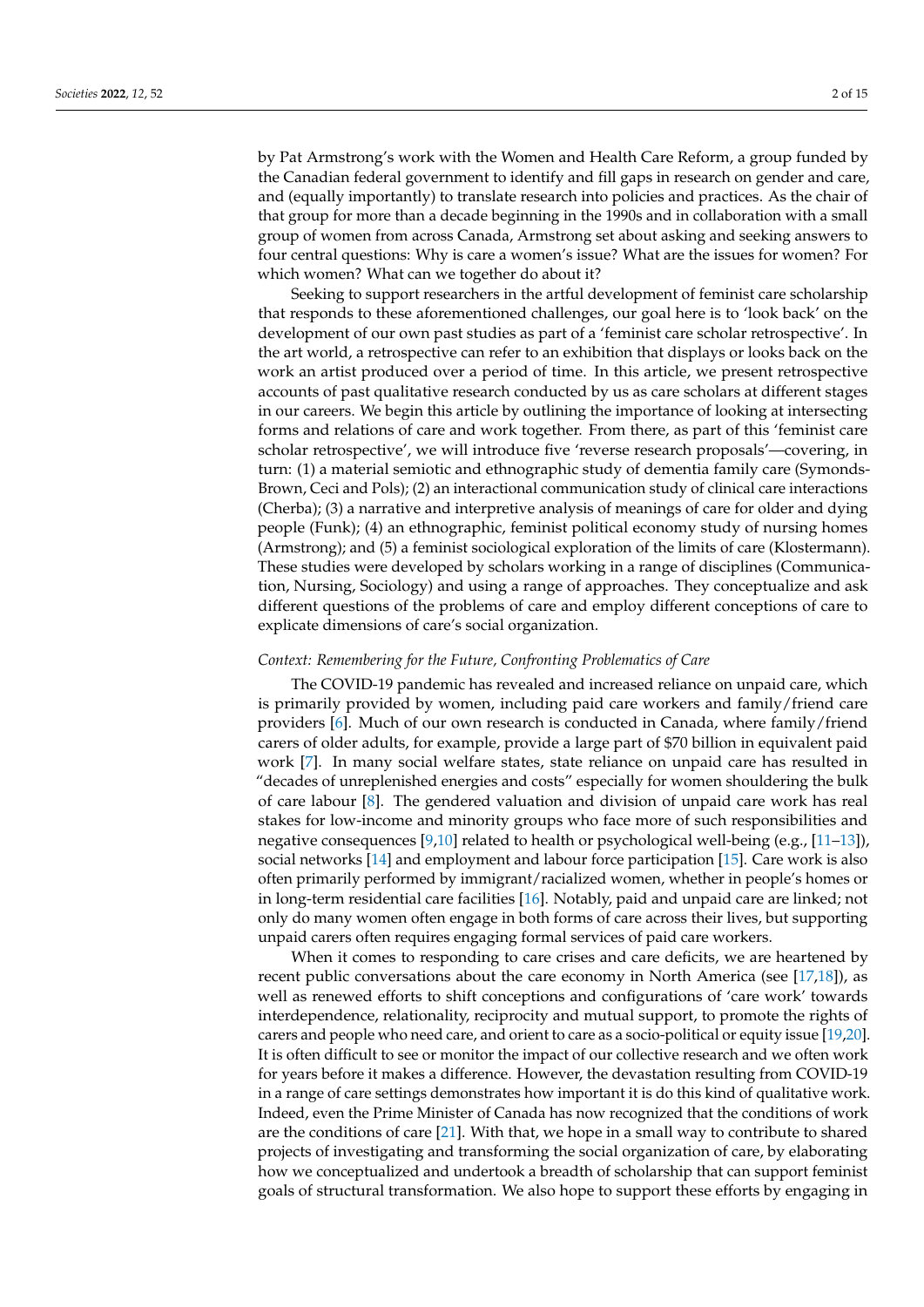by Pat Armstrong's work with the Women and Health Care Reform, a group funded by the Canadian federal government to identify and fill gaps in research on gender and care, and (equally importantly) to translate research into policies and practices. As the chair of that group for more than a decade beginning in the 1990s and in collaboration with a small group of women from across Canada, Armstrong set about asking and seeking answers to four central questions: Why is care a women's issue? What are the issues for women? For which women? What can we together do about it?

Seeking to support researchers in the artful development of feminist care scholarship that responds to these aforementioned challenges, our goal here is to 'look back' on the development of our own past studies as part of a 'feminist care scholar retrospective'. In the art world, a retrospective can refer to an exhibition that displays or looks back on the work an artist produced over a period of time. In this article, we present retrospective accounts of past qualitative research conducted by us as care scholars at different stages in our careers. We begin this article by outlining the importance of looking at intersecting forms and relations of care and work together. From there, as part of this 'feminist care scholar retrospective', we will introduce five 'reverse research proposals'—covering, in turn: (1) a material semiotic and ethnographic study of dementia family care (Symonds-Brown, Ceci and Pols); (2) an interactional communication study of clinical care interactions (Cherba); (3) a narrative and interpretive analysis of meanings of care for older and dying people (Funk); (4) an ethnographic, feminist political economy study of nursing homes (Armstrong); and (5) a feminist sociological exploration of the limits of care (Klostermann). These studies were developed by scholars working in a range of disciplines (Communication, Nursing, Sociology) and using a range of approaches. They conceptualize and ask different questions of the problems of care and employ different conceptions of care to explicate dimensions of care's social organization.

*Context: Remembering for the Future, Confronting Problematics of Care*

The COVID-19 pandemic has revealed and increased reliance on unpaid care, which is primarily provided by women, including paid care workers and family/friend care providers [6]. Much of our own research is conducted in Canada, where family/friend carers of older adults, for example, provide a large part of $70 billion in equivalent paid work [7]. In many social welfare states, state reliance on unpaid care has resulted in "decades of unreplenished energies and costs" especially for women shouldering the bulk of care labour [8]. The gendered valuation and division of unpaid care work has real stakes for low-income and minority groups who face more of such responsibilities and negative consequences [9,10] related to health or psychological well-being (e.g., [11–13]), social networks [14] and employment and labour force participation [15]. Care work is also often primarily performed by immigrant/racialized women, whether in people's homes or in long-term residential care facilities [16]. Notably, paid and unpaid care are linked; not only do many women often engage in both forms of care across their lives, but supporting unpaid carers often requires engaging formal services of paid care workers.

When it comes to responding to care crises and care deficits, we are heartened by recent public conversations about the care economy in North America (see [17,18]), as well as renewed efforts to shift conceptions and configurations of 'care work' towards interdependence, relationality, reciprocity and mutual support, to promote the rights of carers and people who need care, and orient to care as a socio-political or equity issue [19,20]. It is often difficult to see or monitor the impact of our collective research and we often work for years before it makes a difference. However, the devastation resulting from COVID-19 in a range of care settings demonstrates how important it is do this kind of qualitative work. Indeed, even the Prime Minister of Canada has now recognized that the conditions of work are the conditions of care [21]. With that, we hope in a small way to contribute to shared projects of investigating and transforming the social organization of care, by elaborating how we conceptualized and undertook a breadth of scholarship that can support feminist goals of structural transformation. We also hope to support these efforts by engaging in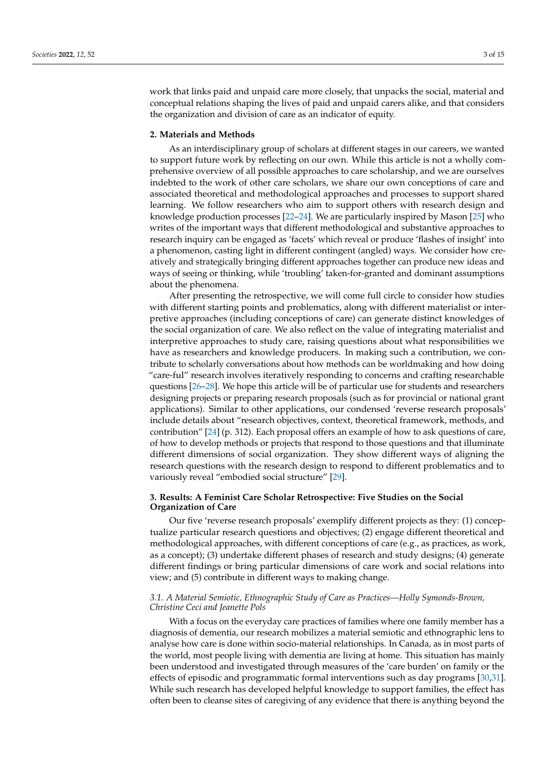work that links paid and unpaid care more closely, that unpacks the social, material and conceptual relations shaping the lives of paid and unpaid carers alike, and that considers the organization and division of care as an indicator of equity.

## 2. Materials and Methods

As an interdisciplinary group of scholars at different stages in our careers, we wanted to support future work by reflecting on our own. While this article is not a wholly comprehensive overview of all possible approaches to care scholarship, and we are ourselves indebted to the work of other care scholars, we share our own conceptions of care and associated theoretical and methodological approaches and processes to support shared learning. We follow researchers who aim to support others with research design and knowledge production processes [22–24]. We are particularly inspired by Mason [25] who writes of the important ways that different methodological and substantive approaches to research inquiry can be engaged as 'facets' which reveal or produce 'flashes of insight' into a phenomenon, casting light in different contingent (angled) ways. We consider how creatively and strategically bringing different approaches together can produce new ideas and ways of seeing or thinking, while 'troubling' taken-for-granted and dominant assumptions about the phenomena.

After presenting the retrospective, we will come full circle to consider how studies with different starting points and problematics, along with different materialist or interpretive approaches (including conceptions of care) can generate distinct knowledges of the social organization of care. We also reflect on the value of integrating materialist and interpretive approaches to study care, raising questions about what responsibilities we have as researchers and knowledge producers. In making such a contribution, we contribute to scholarly conversations about how methods can be worldmaking and how doing "care-ful" research involves iteratively responding to concerns and crafting researchable questions [26–28]. We hope this article will be of particular use for students and researchers designing projects or preparing research proposals (such as for provincial or national grant applications). Similar to other applications, our condensed 'reverse research proposals' include details about "research objectives, context, theoretical framework, methods, and contribution" [24] (p. 312). Each proposal offers an example of how to ask questions of care, of how to develop methods or projects that respond to those questions and that illuminate different dimensions of social organization. They show different ways of aligning the research questions with the research design to respond to different problematics and to variously reveal "embodied social structure" [29].

## 3. Results: A Feminist Care Scholar Retrospective: Five Studies on the Social Organization of Care

Our five 'reverse research proposals' exemplify different projects as they: (1) conceptualize particular research questions and objectives; (2) engage different theoretical and methodological approaches, with different conceptions of care (e.g., as practices, as work, as a concept); (3) undertake different phases of research and study designs; (4) generate different findings or bring particular dimensions of care work and social relations into view; and (5) contribute in different ways to making change.

### *3.1. A Material Semiotic, Ethnographic Study of Care as Practices—Holly Symonds-Brown, Christine Ceci and Jeanette Pols*

With a focus on the everyday care practices of families where one family member has a diagnosis of dementia, our research mobilizes a material semiotic and ethnographic lens to analyse how care is done within socio-material relationships. In Canada, as in most parts of the world, most people living with dementia are living at home. This situation has mainly been understood and investigated through measures of the 'care burden' on family or the effects of episodic and programmatic formal interventions such as day programs [30,31]. While such research has developed helpful knowledge to support families, the effect has often been to cleanse sites of caregiving of any evidence that there is anything beyond the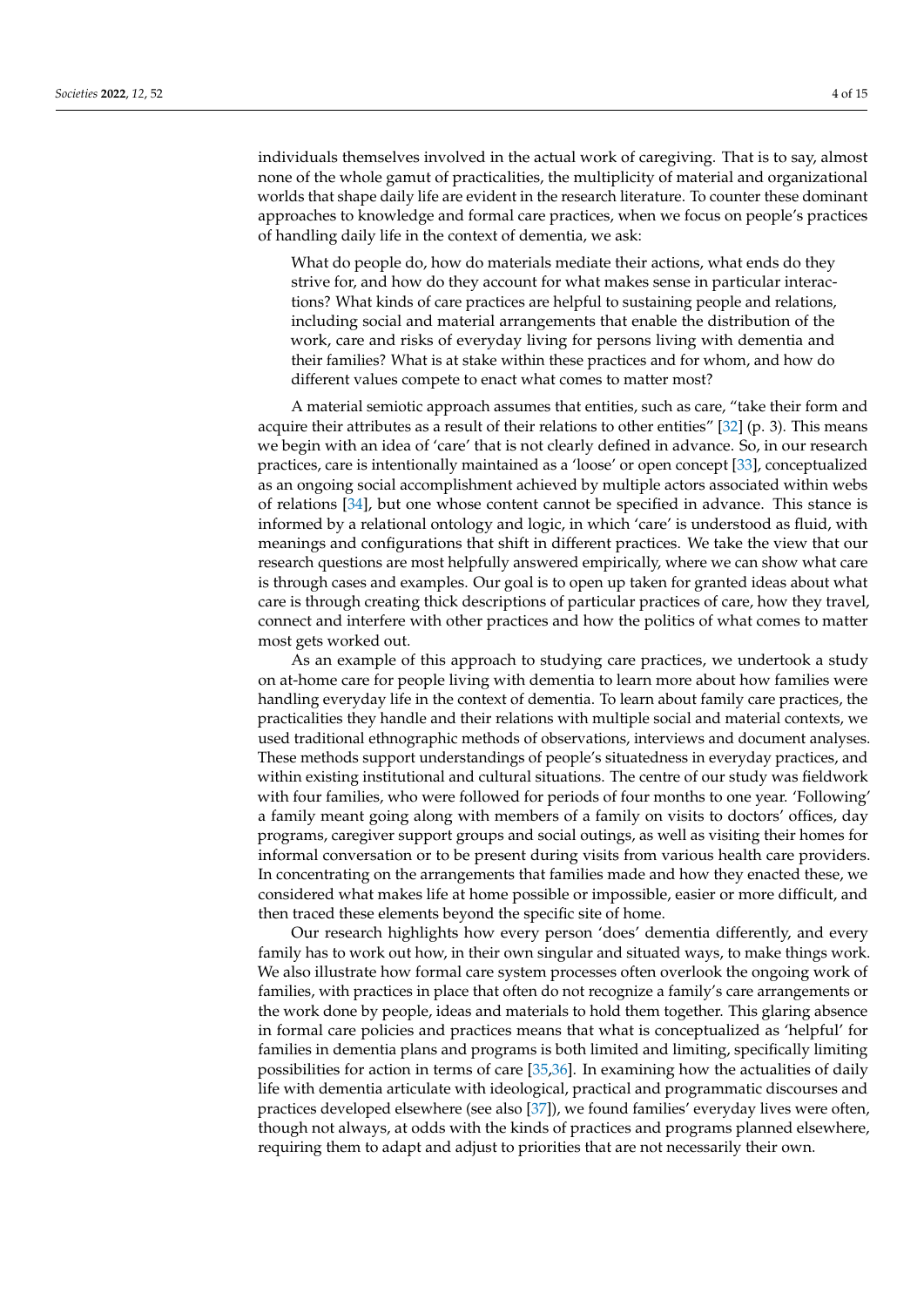individuals themselves involved in the actual work of caregiving. That is to say, almost none of the whole gamut of practicalities, the multiplicity of material and organizational worlds that shape daily life are evident in the research literature. To counter these dominant approaches to knowledge and formal care practices, when we focus on people's practices of handling daily life in the context of dementia, we ask:

> What do people do, how do materials mediate their actions, what ends do they strive for, and how do they account for what makes sense in particular interactions? What kinds of care practices are helpful to sustaining people and relations, including social and material arrangements that enable the distribution of the work, care and risks of everyday living for persons living with dementia and their families? What is at stake within these practices and for whom, and how do different values compete to enact what comes to matter most?

A material semiotic approach assumes that entities, such as care, "take their form and acquire their attributes as a result of their relations to other entities" [32] (p. 3). This means we begin with an idea of 'care' that is not clearly defined in advance. So, in our research practices, care is intentionally maintained as a 'loose' or open concept [33], conceptualized as an ongoing social accomplishment achieved by multiple actors associated within webs of relations [34], but one whose content cannot be specified in advance. This stance is informed by a relational ontology and logic, in which 'care' is understood as fluid, with meanings and configurations that shift in different practices. We take the view that our research questions are most helpfully answered empirically, where we can show what care is through cases and examples. Our goal is to open up taken for granted ideas about what care is through creating thick descriptions of particular practices of care, how they travel, connect and interfere with other practices and how the politics of what comes to matter most gets worked out.

As an example of this approach to studying care practices, we undertook a study on at-home care for people living with dementia to learn more about how families were handling everyday life in the context of dementia. To learn about family care practices, the practicalities they handle and their relations with multiple social and material contexts, we used traditional ethnographic methods of observations, interviews and document analyses. These methods support understandings of people's situatedness in everyday practices, and within existing institutional and cultural situations. The centre of our study was fieldwork with four families, who were followed for periods of four months to one year. 'Following' a family meant going along with members of a family on visits to doctors' offices, day programs, caregiver support groups and social outings, as well as visiting their homes for informal conversation or to be present during visits from various health care providers. In concentrating on the arrangements that families made and how they enacted these, we considered what makes life at home possible or impossible, easier or more difficult, and then traced these elements beyond the specific site of home.

Our research highlights how every person 'does' dementia differently, and every family has to work out how, in their own singular and situated ways, to make things work. We also illustrate how formal care system processes often overlook the ongoing work of families, with practices in place that often do not recognize a family's care arrangements or the work done by people, ideas and materials to hold them together. This glaring absence in formal care policies and practices means that what is conceptualized as 'helpful' for families in dementia plans and programs is both limited and limiting, specifically limiting possibilities for action in terms of care [35,36]. In examining how the actualities of daily life with dementia articulate with ideological, practical and programmatic discourses and practices developed elsewhere (see also [37]), we found families' everyday lives were often, though not always, at odds with the kinds of practices and programs planned elsewhere, requiring them to adapt and adjust to priorities that are not necessarily their own.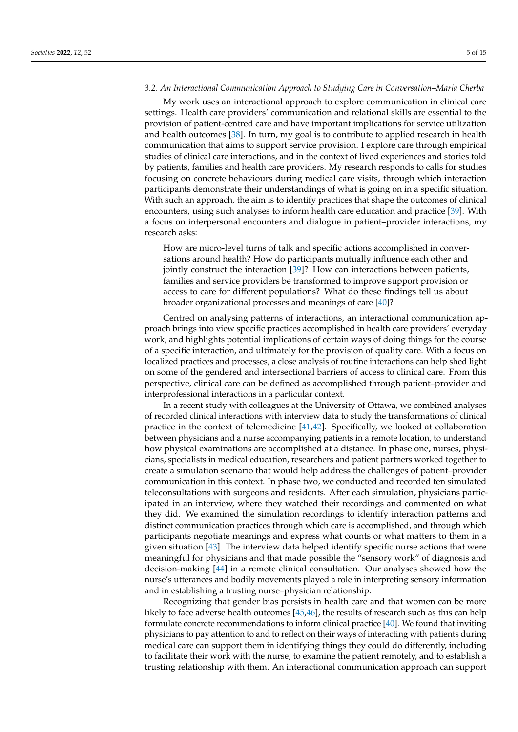### 3.2. An Interactional Communication Approach to Studying Care in Conversation–Maria Cherba

My work uses an interactional approach to explore communication in clinical care settings. Health care providers' communication and relational skills are essential to the provision of patient-centred care and have important implications for service utilization and health outcomes [38]. In turn, my goal is to contribute to applied research in health communication that aims to support service provision. I explore care through empirical studies of clinical care interactions, and in the context of lived experiences and stories told by patients, families and health care providers. My research responds to calls for studies focusing on concrete behaviours during medical care visits, through which interaction participants demonstrate their understandings of what is going on in a specific situation. With such an approach, the aim is to identify practices that shape the outcomes of clinical encounters, using such analyses to inform health care education and practice [39]. With a focus on interpersonal encounters and dialogue in patient–provider interactions, my research asks:

> How are micro-level turns of talk and specific actions accomplished in conversations around health? How do participants mutually influence each other and jointly construct the interaction [39]? How can interactions between patients, families and service providers be transformed to improve support provision or access to care for different populations? What do these findings tell us about broader organizational processes and meanings of care [40]?

Centred on analysing patterns of interactions, an interactional communication approach brings into view specific practices accomplished in health care providers' everyday work, and highlights potential implications of certain ways of doing things for the course of a specific interaction, and ultimately for the provision of quality care. With a focus on localized practices and processes, a close analysis of routine interactions can help shed light on some of the gendered and intersectional barriers of access to clinical care. From this perspective, clinical care can be defined as accomplished through patient–provider and interprofessional interactions in a particular context.

In a recent study with colleagues at the University of Ottawa, we combined analyses of recorded clinical interactions with interview data to study the transformations of clinical practice in the context of telemedicine [41,42]. Specifically, we looked at collaboration between physicians and a nurse accompanying patients in a remote location, to understand how physical examinations are accomplished at a distance. In phase one, nurses, physicians, specialists in medical education, researchers and patient partners worked together to create a simulation scenario that would help address the challenges of patient–provider communication in this context. In phase two, we conducted and recorded ten simulated teleconsultations with surgeons and residents. After each simulation, physicians participated in an interview, where they watched their recordings and commented on what they did. We examined the simulation recordings to identify interaction patterns and distinct communication practices through which care is accomplished, and through which participants negotiate meanings and express what counts or what matters to them in a given situation [43]. The interview data helped identify specific nurse actions that were meaningful for physicians and that made possible the "sensory work" of diagnosis and decision-making [44] in a remote clinical consultation. Our analyses showed how the nurse's utterances and bodily movements played a role in interpreting sensory information and in establishing a trusting nurse–physician relationship.

Recognizing that gender bias persists in health care and that women can be more likely to face adverse health outcomes [45,46], the results of research such as this can help formulate concrete recommendations to inform clinical practice [40]. We found that inviting physicians to pay attention to and to reflect on their ways of interacting with patients during medical care can support them in identifying things they could do differently, including to facilitate their work with the nurse, to examine the patient remotely, and to establish a trusting relationship with them. An interactional communication approach can support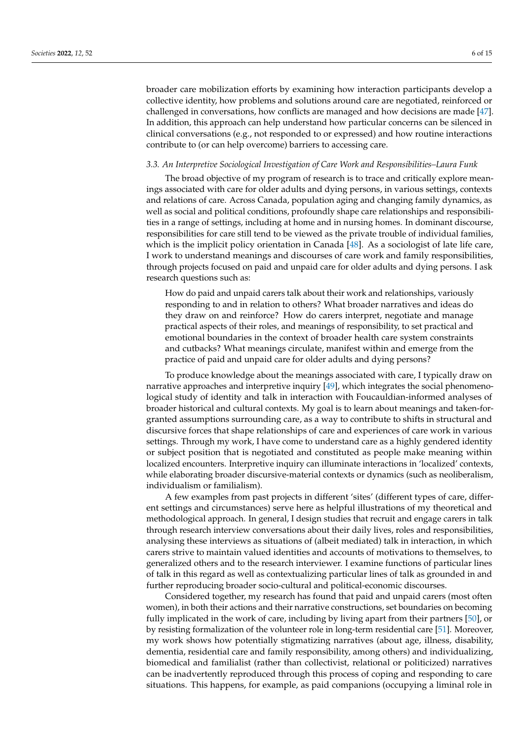broader care mobilization efforts by examining how interaction participants develop a collective identity, how problems and solutions around care are negotiated, reinforced or challenged in conversations, how conflicts are managed and how decisions are made [47]. In addition, this approach can help understand how particular concerns can be silenced in clinical conversations (e.g., not responded to or expressed) and how routine interactions contribute to (or can help overcome) barriers to accessing care.

### *3.3. An Interpretive Sociological Investigation of Care Work and Responsibilities–Laura Funk*

The broad objective of my program of research is to trace and critically explore meanings associated with care for older adults and dying persons, in various settings, contexts and relations of care. Across Canada, population aging and changing family dynamics, as well as social and political conditions, profoundly shape care relationships and responsibilities in a range of settings, including at home and in nursing homes. In dominant discourse, responsibilities for care still tend to be viewed as the private trouble of individual families, which is the implicit policy orientation in Canada [48]. As a sociologist of late life care, I work to understand meanings and discourses of care work and family responsibilities, through projects focused on paid and unpaid care for older adults and dying persons. I ask research questions such as:

> How do paid and unpaid carers talk about their work and relationships, variously responding to and in relation to others? What broader narratives and ideas do they draw on and reinforce? How do carers interpret, negotiate and manage practical aspects of their roles, and meanings of responsibility, to set practical and emotional boundaries in the context of broader health care system constraints and cutbacks? What meanings circulate, manifest within and emerge from the practice of paid and unpaid care for older adults and dying persons?

To produce knowledge about the meanings associated with care, I typically draw on narrative approaches and interpretive inquiry [49], which integrates the social phenomenological study of identity and talk in interaction with Foucauldian-informed analyses of broader historical and cultural contexts. My goal is to learn about meanings and taken-for-granted assumptions surrounding care, as a way to contribute to shifts in structural and discursive forces that shape relationships of care and experiences of care work in various settings. Through my work, I have come to understand care as a highly gendered identity or subject position that is negotiated and constituted as people make meaning within localized encounters. Interpretive inquiry can illuminate interactions in 'localized' contexts, while elaborating broader discursive-material contexts or dynamics (such as neoliberalism, individualism or familialism).

A few examples from past projects in different 'sites' (different types of care, different settings and circumstances) serve here as helpful illustrations of my theoretical and methodological approach. In general, I design studies that recruit and engage carers in talk through research interview conversations about their daily lives, roles and responsibilities, analysing these interviews as situations of (albeit mediated) talk in interaction, in which carers strive to maintain valued identities and accounts of motivations to themselves, to generalized others and to the research interviewer. I examine functions of particular lines of talk in this regard as well as contextualizing particular lines of talk as grounded in and further reproducing broader socio-cultural and political-economic discourses.

Considered together, my research has found that paid and unpaid carers (most often women), in both their actions and their narrative constructions, set boundaries on becoming fully implicated in the work of care, including by living apart from their partners [50], or by resisting formalization of the volunteer role in long-term residential care [51]. Moreover, my work shows how potentially stigmatizing narratives (about age, illness, disability, dementia, residential care and family responsibility, among others) and individualizing, biomedical and familialist (rather than collectivist, relational or politicized) narratives can be inadvertently reproduced through this process of coping and responding to care situations. This happens, for example, as paid companions (occupying a liminal role in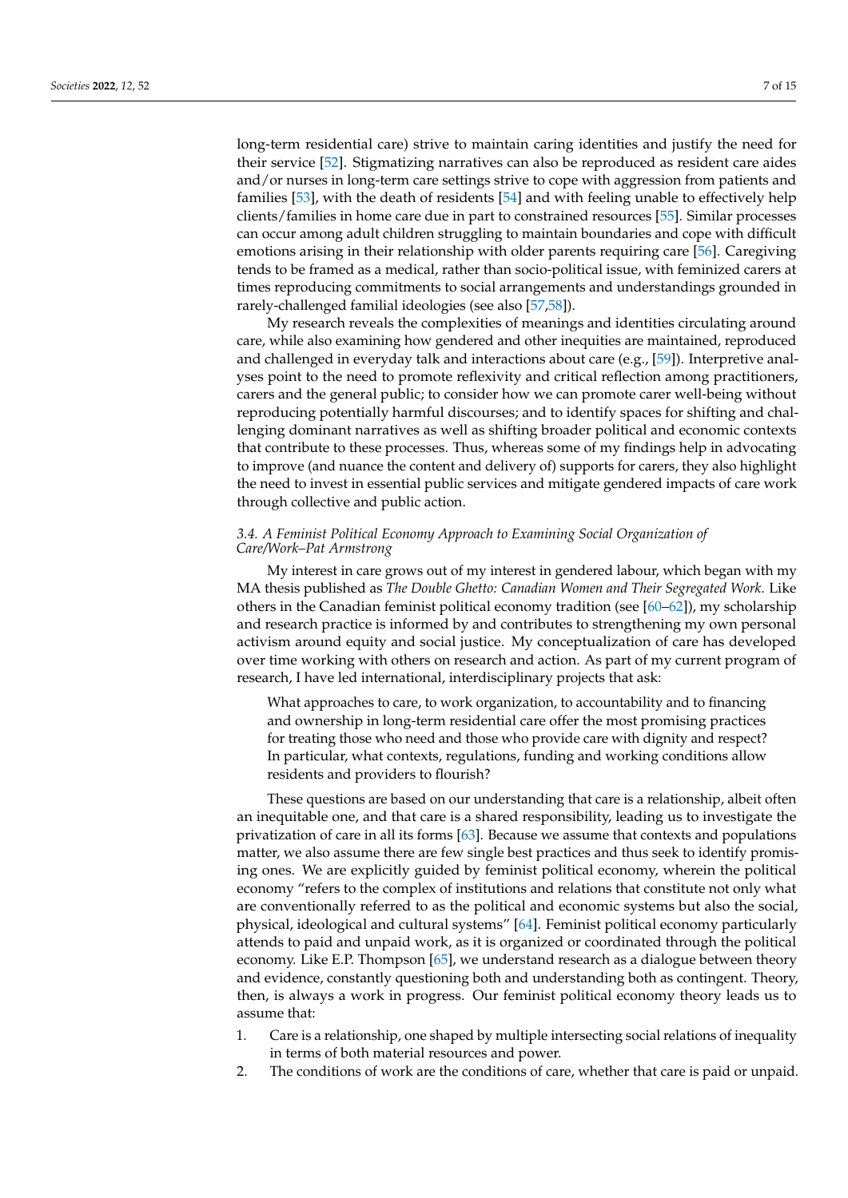long-term residential care) strive to maintain caring identities and justify the need for their service [52]. Stigmatizing narratives can also be reproduced as resident care aides and/or nurses in long-term care settings strive to cope with aggression from patients and families [53], with the death of residents [54] and with feeling unable to effectively help clients/families in home care due in part to constrained resources [55]. Similar processes can occur among adult children struggling to maintain boundaries and cope with difficult emotions arising in their relationship with older parents requiring care [56]. Caregiving tends to be framed as a medical, rather than socio-political issue, with feminized carers at times reproducing commitments to social arrangements and understandings grounded in rarely-challenged familial ideologies (see also [57,58]).

My research reveals the complexities of meanings and identities circulating around care, while also examining how gendered and other inequities are maintained, reproduced and challenged in everyday talk and interactions about care (e.g., [59]). Interpretive analyses point to the need to promote reflexivity and critical reflection among practitioners, carers and the general public; to consider how we can promote carer well-being without reproducing potentially harmful discourses; and to identify spaces for shifting and challenging dominant narratives as well as shifting broader political and economic contexts that contribute to these processes. Thus, whereas some of my findings help in advocating to improve (and nuance the content and delivery of) supports for carers, they also highlight the need to invest in essential public services and mitigate gendered impacts of care work through collective and public action.

### 3.4. A Feminist Political Economy Approach to Examining Social Organization of Care/Work–Pat Armstrong

My interest in care grows out of my interest in gendered labour, which began with my MA thesis published as *The Double Ghetto: Canadian Women and Their Segregated Work*. Like others in the Canadian feminist political economy tradition (see [60–62]), my scholarship and research practice is informed by and contributes to strengthening my own personal activism around equity and social justice. My conceptualization of care has developed over time working with others on research and action. As part of my current program of research, I have led international, interdisciplinary projects that ask:

> What approaches to care, to work organization, to accountability and to financing and ownership in long-term residential care offer the most promising practices for treating those who need and those who provide care with dignity and respect? In particular, what contexts, regulations, funding and working conditions allow residents and providers to flourish?

These questions are based on our understanding that care is a relationship, albeit often an inequitable one, and that care is a shared responsibility, leading us to investigate the privatization of care in all its forms [63]. Because we assume that contexts and populations matter, we also assume there are few single best practices and thus seek to identify promising ones. We are explicitly guided by feminist political economy, wherein the political economy "refers to the complex of institutions and relations that constitute not only what are conventionally referred to as the political and economic systems but also the social, physical, ideological and cultural systems" [64]. Feminist political economy particularly attends to paid and unpaid work, as it is organized or coordinated through the political economy. Like E.P. Thompson [65], we understand research as a dialogue between theory and evidence, constantly questioning both and understanding both as contingent. Theory, then, is always a work in progress. Our feminist political economy theory leads us to assume that:

1. Care is a relationship, one shaped by multiple intersecting social relations of inequality in terms of both material resources and power.
2. The conditions of work are the conditions of care, whether that care is paid or unpaid.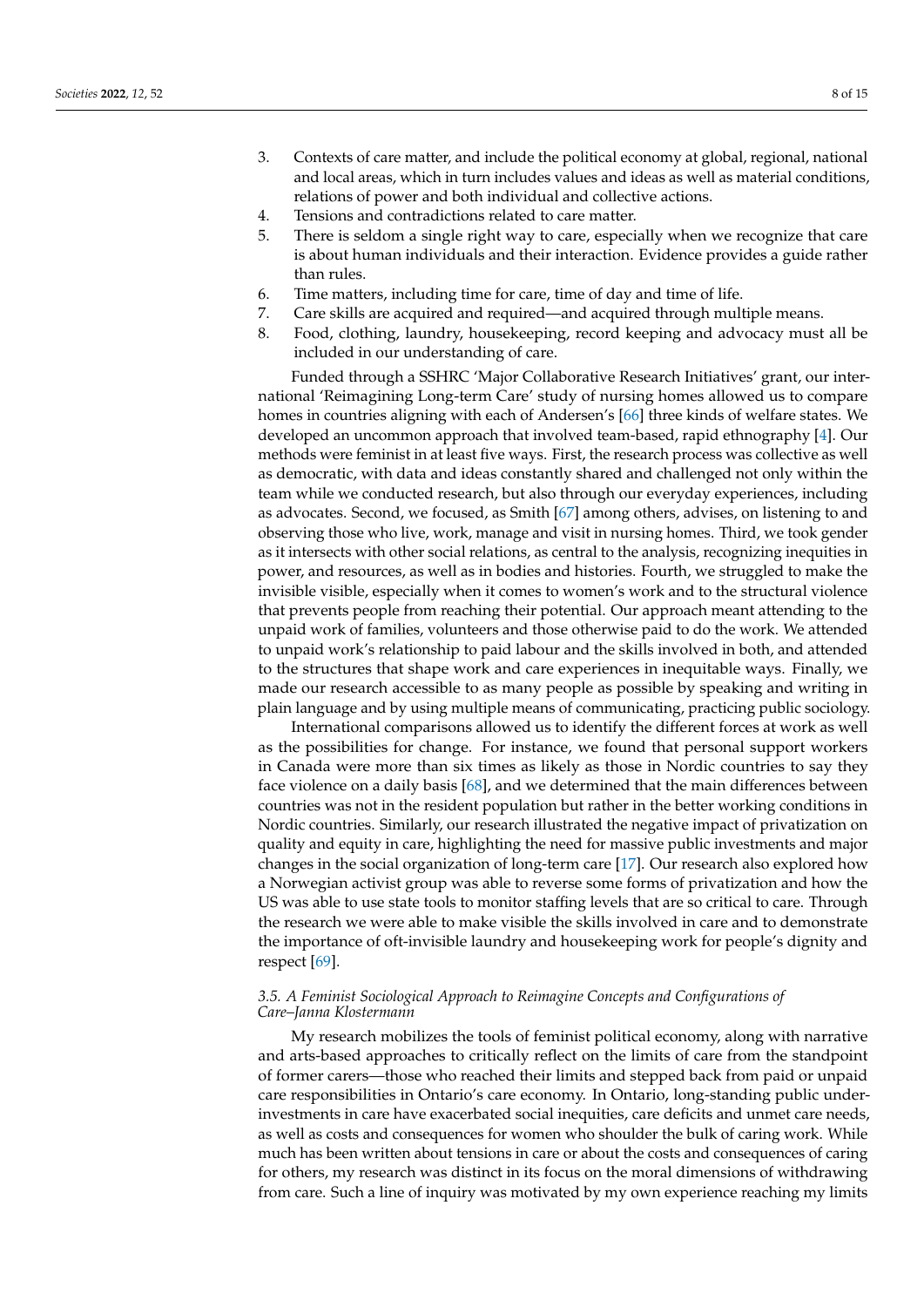3. Contexts of care matter, and include the political economy at global, regional, national and local areas, which in turn includes values and ideas as well as material conditions, relations of power and both individual and collective actions.
4. Tensions and contradictions related to care matter.
5. There is seldom a single right way to care, especially when we recognize that care is about human individuals and their interaction. Evidence provides a guide rather than rules.
6. Time matters, including time for care, time of day and time of life.
7. Care skills are acquired and required—and acquired through multiple means.
8. Food, clothing, laundry, housekeeping, record keeping and advocacy must all be included in our understanding of care.

Funded through a SSHRC 'Major Collaborative Research Initiatives' grant, our international 'Reimagining Long-term Care' study of nursing homes allowed us to compare homes in countries aligning with each of Andersen's [66] three kinds of welfare states. We developed an uncommon approach that involved team-based, rapid ethnography [4]. Our methods were feminist in at least five ways. First, the research process was collective as well as democratic, with data and ideas constantly shared and challenged not only within the team while we conducted research, but also through our everyday experiences, including as advocates. Second, we focused, as Smith [67] among others, advises, on listening to and observing those who live, work, manage and visit in nursing homes. Third, we took gender as it intersects with other social relations, as central to the analysis, recognizing inequities in power, and resources, as well as in bodies and histories. Fourth, we struggled to make the invisible visible, especially when it comes to women's work and to the structural violence that prevents people from reaching their potential. Our approach meant attending to the unpaid work of families, volunteers and those otherwise paid to do the work. We attended to unpaid work's relationship to paid labour and the skills involved in both, and attended to the structures that shape work and care experiences in inequitable ways. Finally, we made our research accessible to as many people as possible by speaking and writing in plain language and by using multiple means of communicating, practicing public sociology.

International comparisons allowed us to identify the different forces at work as well as the possibilities for change. For instance, we found that personal support workers in Canada were more than six times as likely as those in Nordic countries to say they face violence on a daily basis [68], and we determined that the main differences between countries was not in the resident population but rather in the better working conditions in Nordic countries. Similarly, our research illustrated the negative impact of privatization on quality and equity in care, highlighting the need for massive public investments and major changes in the social organization of long-term care [17]. Our research also explored how a Norwegian activist group was able to reverse some forms of privatization and how the US was able to use state tools to monitor staffing levels that are so critical to care. Through the research we were able to make visible the skills involved in care and to demonstrate the importance of oft-invisible laundry and housekeeping work for people's dignity and respect [69].

### 3.5. A Feminist Sociological Approach to Reimagine Concepts and Configurations of Care–Janna Klostermann

My research mobilizes the tools of feminist political economy, along with narrative and arts-based approaches to critically reflect on the limits of care from the standpoint of former carers—those who reached their limits and stepped back from paid or unpaid care responsibilities in Ontario's care economy. In Ontario, long-standing public underinvestments in care have exacerbated social inequities, care deficits and unmet care needs, as well as costs and consequences for women who shoulder the bulk of caring work. While much has been written about tensions in care or about the costs and consequences of caring for others, my research was distinct in its focus on the moral dimensions of withdrawing from care. Such a line of inquiry was motivated by my own experience reaching my limits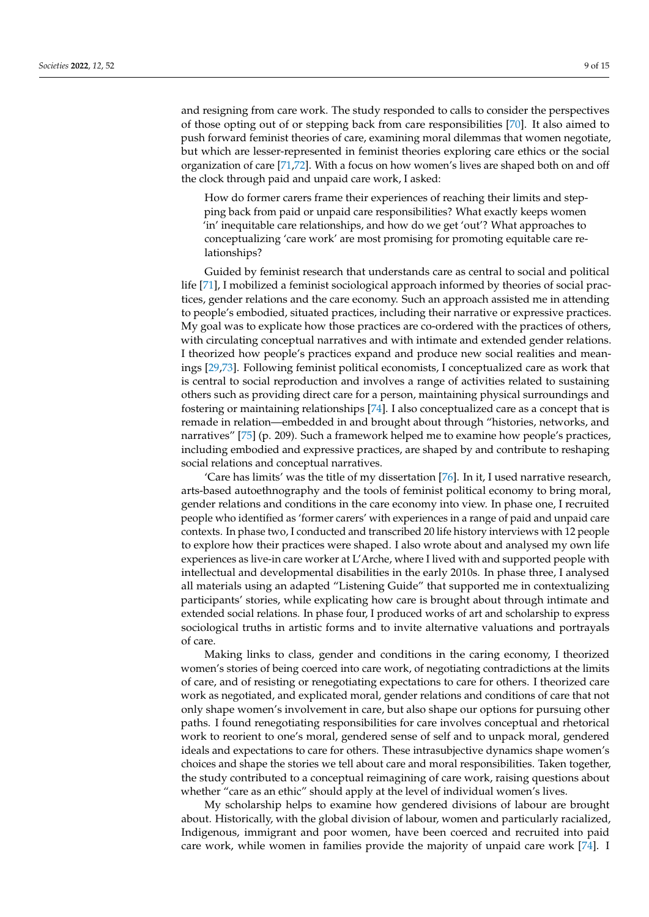and resigning from care work. The study responded to calls to consider the perspectives of those opting out of or stepping back from care responsibilities [70]. It also aimed to push forward feminist theories of care, examining moral dilemmas that women negotiate, but which are lesser-represented in feminist theories exploring care ethics or the social organization of care [71,72]. With a focus on how women's lives are shaped both on and off the clock through paid and unpaid care work, I asked:

> How do former carers frame their experiences of reaching their limits and stepping back from paid or unpaid care responsibilities? What exactly keeps women 'in' inequitable care relationships, and how do we get 'out'? What approaches to conceptualizing 'care work' are most promising for promoting equitable care relationships?

Guided by feminist research that understands care as central to social and political life [71], I mobilized a feminist sociological approach informed by theories of social practices, gender relations and the care economy. Such an approach assisted me in attending to people's embodied, situated practices, including their narrative or expressive practices. My goal was to explicate how those practices are co-ordered with the practices of others, with circulating conceptual narratives and with intimate and extended gender relations. I theorized how people's practices expand and produce new social realities and meanings [29,73]. Following feminist political economists, I conceptualized care as work that is central to social reproduction and involves a range of activities related to sustaining others such as providing direct care for a person, maintaining physical surroundings and fostering or maintaining relationships [74]. I also conceptualized care as a concept that is remade in relation—embedded in and brought about through "histories, networks, and narratives" [75] (p. 209). Such a framework helped me to examine how people's practices, including embodied and expressive practices, are shaped by and contribute to reshaping social relations and conceptual narratives.

'Care has limits' was the title of my dissertation [76]. In it, I used narrative research, arts-based autoethnography and the tools of feminist political economy to bring moral, gender relations and conditions in the care economy into view. In phase one, I recruited people who identified as 'former carers' with experiences in a range of paid and unpaid care contexts. In phase two, I conducted and transcribed 20 life history interviews with 12 people to explore how their practices were shaped. I also wrote about and analysed my own life experiences as live-in care worker at L'Arche, where I lived with and supported people with intellectual and developmental disabilities in the early 2010s. In phase three, I analysed all materials using an adapted "Listening Guide" that supported me in contextualizing participants' stories, while explicating how care is brought about through intimate and extended social relations. In phase four, I produced works of art and scholarship to express sociological truths in artistic forms and to invite alternative valuations and portrayals of care.

Making links to class, gender and conditions in the caring economy, I theorized women's stories of being coerced into care work, of negotiating contradictions at the limits of care, and of resisting or renegotiating expectations to care for others. I theorized care work as negotiated, and explicated moral, gender relations and conditions of care that not only shape women's involvement in care, but also shape our options for pursuing other paths. I found renegotiating responsibilities for care involves conceptual and rhetorical work to reorient to one's moral, gendered sense of self and to unpack moral, gendered ideals and expectations to care for others. These intrasubjective dynamics shape women's choices and shape the stories we tell about care and moral responsibilities. Taken together, the study contributed to a conceptual reimagining of care work, raising questions about whether "care as an ethic" should apply at the level of individual women's lives.

My scholarship helps to examine how gendered divisions of labour are brought about. Historically, with the global division of labour, women and particularly racialized, Indigenous, immigrant and poor women, have been coerced and recruited into paid care work, while women in families provide the majority of unpaid care work [74]. I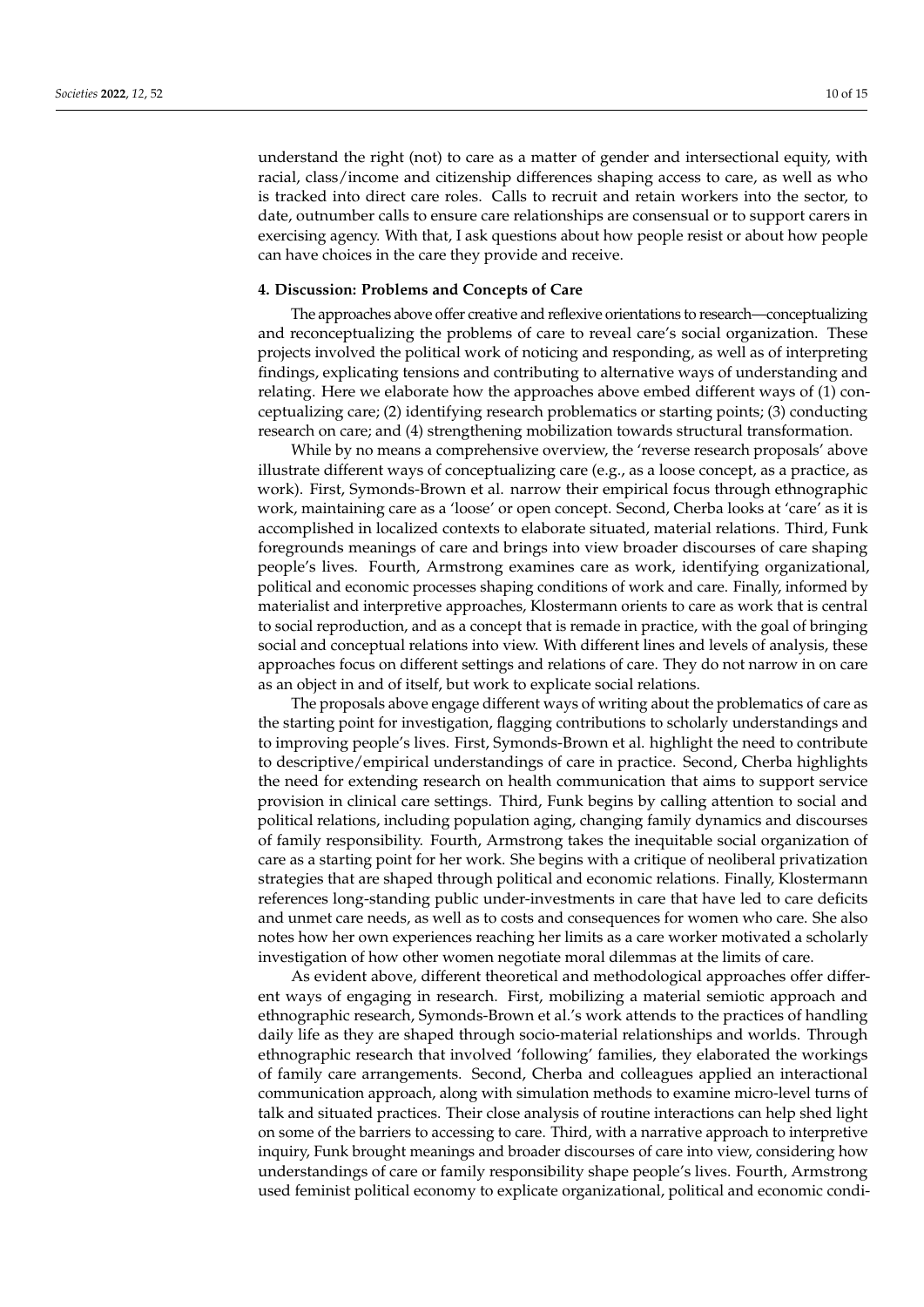understand the right (not) to care as a matter of gender and intersectional equity, with racial, class/income and citizenship differences shaping access to care, as well as who is tracked into direct care roles. Calls to recruit and retain workers into the sector, to date, outnumber calls to ensure care relationships are consensual or to support carers in exercising agency. With that, I ask questions about how people resist or about how people can have choices in the care they provide and receive.

## 4. Discussion: Problems and Concepts of Care

The approaches above offer creative and reflexive orientations to research—conceptualizing and reconceptualizing the problems of care to reveal care's social organization. These projects involved the political work of noticing and responding, as well as of interpreting findings, explicating tensions and contributing to alternative ways of understanding and relating. Here we elaborate how the approaches above embed different ways of (1) conceptualizing care; (2) identifying research problematics or starting points; (3) conducting research on care; and (4) strengthening mobilization towards structural transformation.

While by no means a comprehensive overview, the 'reverse research proposals' above illustrate different ways of conceptualizing care (e.g., as a loose concept, as a practice, as work). First, Symonds-Brown et al. narrow their empirical focus through ethnographic work, maintaining care as a 'loose' or open concept. Second, Cherba looks at 'care' as it is accomplished in localized contexts to elaborate situated, material relations. Third, Funk foregrounds meanings of care and brings into view broader discourses of care shaping people's lives. Fourth, Armstrong examines care as work, identifying organizational, political and economic processes shaping conditions of work and care. Finally, informed by materialist and interpretive approaches, Klostermann orients to care as work that is central to social reproduction, and as a concept that is remade in practice, with the goal of bringing social and conceptual relations into view. With different lines and levels of analysis, these approaches focus on different settings and relations of care. They do not narrow in on care as an object in and of itself, but work to explicate social relations.

The proposals above engage different ways of writing about the problematics of care as the starting point for investigation, flagging contributions to scholarly understandings and to improving people's lives. First, Symonds-Brown et al. highlight the need to contribute to descriptive/empirical understandings of care in practice. Second, Cherba highlights the need for extending research on health communication that aims to support service provision in clinical care settings. Third, Funk begins by calling attention to social and political relations, including population aging, changing family dynamics and discourses of family responsibility. Fourth, Armstrong takes the inequitable social organization of care as a starting point for her work. She begins with a critique of neoliberal privatization strategies that are shaped through political and economic relations. Finally, Klostermann references long-standing public under-investments in care that have led to care deficits and unmet care needs, as well as to costs and consequences for women who care. She also notes how her own experiences reaching her limits as a care worker motivated a scholarly investigation of how other women negotiate moral dilemmas at the limits of care.

As evident above, different theoretical and methodological approaches offer different ways of engaging in research. First, mobilizing a material semiotic approach and ethnographic research, Symonds-Brown et al.'s work attends to the practices of handling daily life as they are shaped through socio-material relationships and worlds. Through ethnographic research that involved 'following' families, they elaborated the workings of family care arrangements. Second, Cherba and colleagues applied an interactional communication approach, along with simulation methods to examine micro-level turns of talk and situated practices. Their close analysis of routine interactions can help shed light on some of the barriers to accessing to care. Third, with a narrative approach to interpretive inquiry, Funk brought meanings and broader discourses of care into view, considering how understandings of care or family responsibility shape people's lives. Fourth, Armstrong used feminist political economy to explicate organizational, political and economic condi-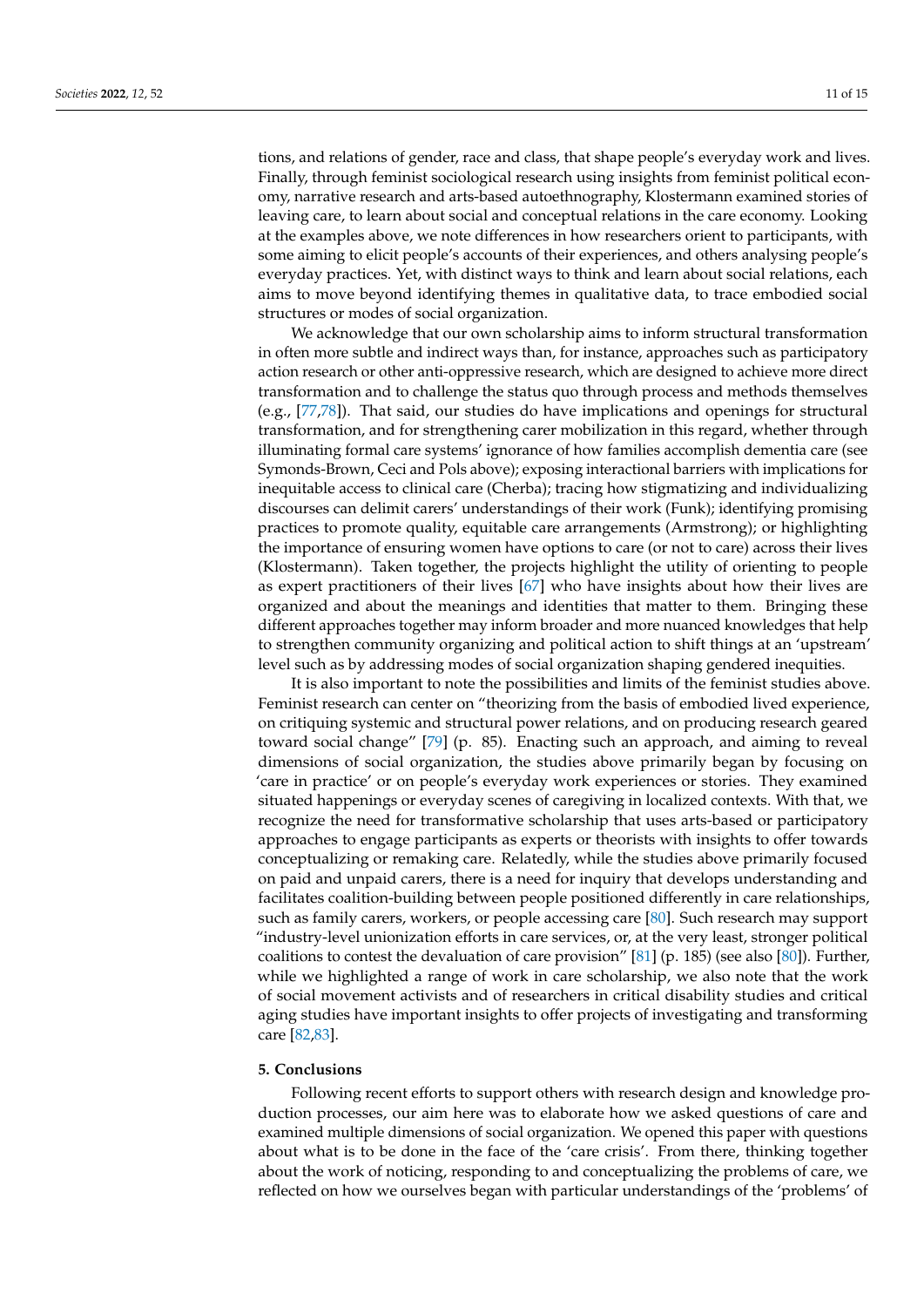tions, and relations of gender, race and class, that shape people's everyday work and lives. Finally, through feminist sociological research using insights from feminist political economy, narrative research and arts-based autoethnography, Klostermann examined stories of leaving care, to learn about social and conceptual relations in the care economy. Looking at the examples above, we note differences in how researchers orient to participants, with some aiming to elicit people's accounts of their experiences, and others analysing people's everyday practices. Yet, with distinct ways to think and learn about social relations, each aims to move beyond identifying themes in qualitative data, to trace embodied social structures or modes of social organization.

We acknowledge that our own scholarship aims to inform structural transformation in often more subtle and indirect ways than, for instance, approaches such as participatory action research or other anti-oppressive research, which are designed to achieve more direct transformation and to challenge the status quo through process and methods themselves (e.g., [77,78]). That said, our studies do have implications and openings for structural transformation, and for strengthening carer mobilization in this regard, whether through illuminating formal care systems' ignorance of how families accomplish dementia care (see Symonds-Brown, Ceci and Pols above); exposing interactional barriers with implications for inequitable access to clinical care (Cherba); tracing how stigmatizing and individualizing discourses can delimit carers' understandings of their work (Funk); identifying promising practices to promote quality, equitable care arrangements (Armstrong); or highlighting the importance of ensuring women have options to care (or not to care) across their lives (Klostermann). Taken together, the projects highlight the utility of orienting to people as expert practitioners of their lives [67] who have insights about how their lives are organized and about the meanings and identities that matter to them. Bringing these different approaches together may inform broader and more nuanced knowledges that help to strengthen community organizing and political action to shift things at an 'upstream' level such as by addressing modes of social organization shaping gendered inequities.

It is also important to note the possibilities and limits of the feminist studies above. Feminist research can center on "theorizing from the basis of embodied lived experience, on critiquing systemic and structural power relations, and on producing research geared toward social change" [79] (p. 85). Enacting such an approach, and aiming to reveal dimensions of social organization, the studies above primarily began by focusing on 'care in practice' or on people's everyday work experiences or stories. They examined situated happenings or everyday scenes of caregiving in localized contexts. With that, we recognize the need for transformative scholarship that uses arts-based or participatory approaches to engage participants as experts or theorists with insights to offer towards conceptualizing or remaking care. Relatedly, while the studies above primarily focused on paid and unpaid carers, there is a need for inquiry that develops understanding and facilitates coalition-building between people positioned differently in care relationships, such as family carers, workers, or people accessing care [80]. Such research may support "industry-level unionization efforts in care services, or, at the very least, stronger political coalitions to contest the devaluation of care provision" [81] (p. 185) (see also [80]). Further, while we highlighted a range of work in care scholarship, we also note that the work of social movement activists and of researchers in critical disability studies and critical aging studies have important insights to offer projects of investigating and transforming care [82,83].

## 5. Conclusions

Following recent efforts to support others with research design and knowledge production processes, our aim here was to elaborate how we asked questions of care and examined multiple dimensions of social organization. We opened this paper with questions about what is to be done in the face of the 'care crisis'. From there, thinking together about the work of noticing, responding to and conceptualizing the problems of care, we reflected on how we ourselves began with particular understandings of the 'problems' of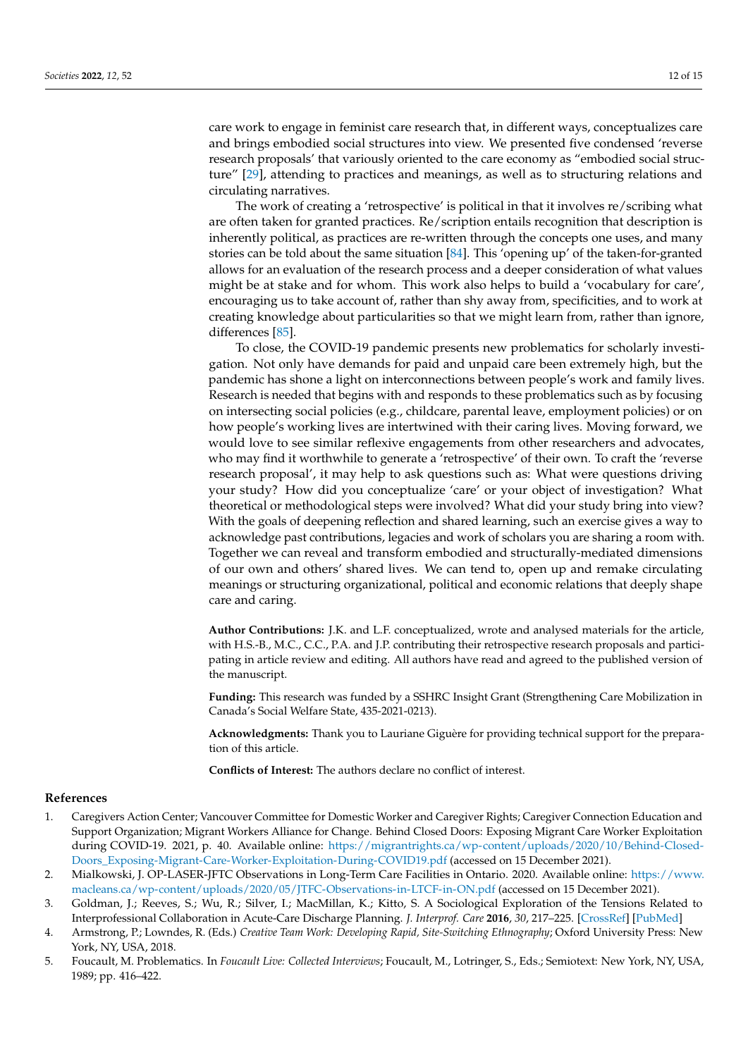care work to engage in feminist care research that, in different ways, conceptualizes care and brings embodied social structures into view. We presented five condensed 'reverse research proposals' that variously oriented to the care economy as "embodied social structure" [29], attending to practices and meanings, as well as to structuring relations and circulating narratives.

The work of creating a 'retrospective' is political in that it involves re/scribing what are often taken for granted practices. Re/scription entails recognition that description is inherently political, as practices are re-written through the concepts one uses, and many stories can be told about the same situation [84]. This 'opening up' of the taken-for-granted allows for an evaluation of the research process and a deeper consideration of what values might be at stake and for whom. This work also helps to build a 'vocabulary for care', encouraging us to take account of, rather than shy away from, specificities, and to work at creating knowledge about particularities so that we might learn from, rather than ignore, differences [85].

To close, the COVID-19 pandemic presents new problematics for scholarly investigation. Not only have demands for paid and unpaid care been extremely high, but the pandemic has shone a light on interconnections between people's work and family lives. Research is needed that begins with and responds to these problematics such as by focusing on intersecting social policies (e.g., childcare, parental leave, employment policies) or on how people's working lives are intertwined with their caring lives. Moving forward, we would love to see similar reflexive engagements from other researchers and advocates, who may find it worthwhile to generate a 'retrospective' of their own. To craft the 'reverse research proposal', it may help to ask questions such as: What were questions driving your study? How did you conceptualize 'care' or your object of investigation? What theoretical or methodological steps were involved? What did your study bring into view? With the goals of deepening reflection and shared learning, such an exercise gives a way to acknowledge past contributions, legacies and work of scholars you are sharing a room with. Together we can reveal and transform embodied and structurally-mediated dimensions of our own and others' shared lives. We can tend to, open up and remake circulating meanings or structuring organizational, political and economic relations that deeply shape care and caring.

**Author Contributions:** J.K. and L.F. conceptualized, wrote and analysed materials for the article, with H.S.-B., M.C., C.C., P.A. and J.P. contributing their retrospective research proposals and participating in article review and editing. All authors have read and agreed to the published version of the manuscript.

**Funding:** This research was funded by a SSHRC Insight Grant (Strengthening Care Mobilization in Canada's Social Welfare State, 435-2021-0213).

**Acknowledgments:** Thank you to Lauriane Giguère for providing technical support for the preparation of this article.

**Conflicts of Interest:** The authors declare no conflict of interest.

## References

1. Caregivers Action Center; Vancouver Committee for Domestic Worker and Caregiver Rights; Caregiver Connection Education and Support Organization; Migrant Workers Alliance for Change. Behind Closed Doors: Exposing Migrant Care Worker Exploitation during COVID-19. 2021, p. 40. Available online: https://migrantrights.ca/wp-content/uploads/2020/10/Behind-Closed-Doors_Exposing-Migrant-Care-Worker-Exploitation-During-COVID19.pdf (accessed on 15 December 2021).
2. Mialkowski, J. OP-LASER-JFTC Observations in Long-Term Care Facilities in Ontario. 2020. Available online: https://www.macleans.ca/wp-content/uploads/2020/05/JTFC-Observations-in-LTCF-in-ON.pdf (accessed on 15 December 2021).
3. Goldman, J.; Reeves, S.; Wu, R.; Silver, I.; MacMillan, K.; Kitto, S. A Sociological Exploration of the Tensions Related to Interprofessional Collaboration in Acute-Care Discharge Planning. *J. Interprof. Care* **2016**, *30*, 217–225. [CrossRef] [PubMed]
4. Armstrong, P.; Lowndes, R. (Eds.) *Creative Team Work: Developing Rapid, Site-Switching Ethnography*; Oxford University Press: New York, NY, USA, 2018.
5. Foucault, M. Problematics. In *Foucault Live: Collected Interviews*; Foucault, M., Lotringer, S., Eds.; Semiotext: New York, NY, USA, 1989; pp. 416–422.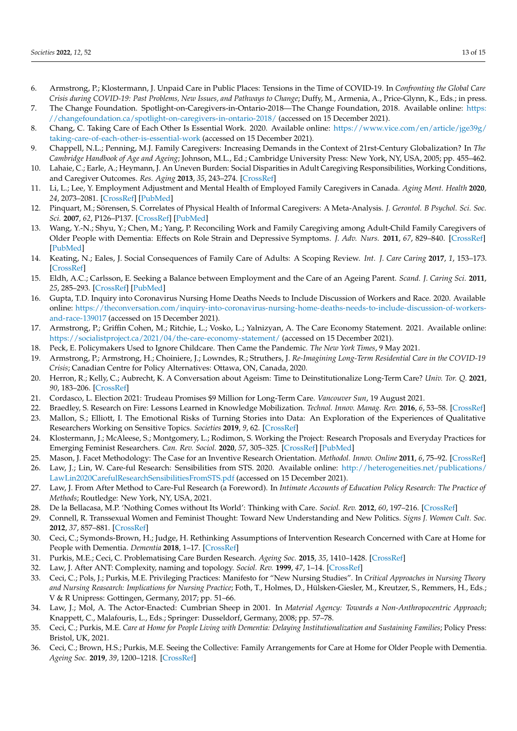6. Armstrong, P.; Klostermann, J. Unpaid Care in Public Places: Tensions in the Time of COVID-19. In *Confronting the Global Care Crisis during COVID-19: Past Problems, New Issues, and Pathways to Change*; Duffy, M., Armenia, A., Price-Glynn, K., Eds.; in press.
7. The Change Foundation. Spotlight-on-Caregivers-in-Ontario-2018—The Change Foundation, 2018. Available online: https://changefoundation.ca/spotlight-on-caregivers-in-ontario-2018/ (accessed on 15 December 2021).
8. Chang, C. Taking Care of Each Other Is Essential Work. 2020. Available online: https://www.vice.com/en/article/jge39g/taking-care-of-each-other-is-essential-work (accessed on 15 December 2021).
9. Chappell, N.L.; Penning, M.J. Family Caregivers: Increasing Demands in the Context of 21rst-Century Globalization? In *The Cambridge Handbook of Age and Ageing*; Johnson, M.L., Ed.; Cambridge University Press: New York, NY, USA, 2005; pp. 455–462.
10. Lahaie, C.; Earle, A.; Heymann, J. An Uneven Burden: Social Disparities in Adult Caregiving Responsibilities, Working Conditions, and Caregiver Outcomes. *Res. Aging* **2013**, *35*, 243–274. [CrossRef]
11. Li, L.; Lee, Y. Employment Adjustment and Mental Health of Employed Family Caregivers in Canada. *Aging Ment. Health* **2020**, *24*, 2073–2081. [CrossRef] [PubMed]
12. Pinquart, M.; Sörensen, S. Correlates of Physical Health of Informal Caregivers: A Meta-Analysis. *J. Gerontol. B Psychol. Sci. Soc. Sci.* **2007**, *62*, P126–P137. [CrossRef] [PubMed]
13. Wang, Y.-N.; Shyu, Y.; Chen, M.; Yang, P. Reconciling Work and Family Caregiving among Adult-Child Family Caregivers of Older People with Dementia: Effects on Role Strain and Depressive Symptoms. *J. Adv. Nurs.* **2011**, *67*, 829–840. [CrossRef] [PubMed]
14. Keating, N.; Eales, J. Social Consequences of Family Care of Adults: A Scoping Review. *Int. J. Care Caring* **2017**, *1*, 153–173. [CrossRef]
15. Eldh, A.C.; Carlsson, E. Seeking a Balance between Employment and the Care of an Ageing Parent. *Scand. J. Caring Sci.* **2011**, *25*, 285–293. [CrossRef] [PubMed]
16. Gupta, T.D. Inquiry into Coronavirus Nursing Home Deaths Needs to Include Discussion of Workers and Race. 2020. Available online: https://theconversation.com/inquiry-into-coronavirus-nursing-home-deaths-needs-to-include-discussion-of-workers-and-race-139017 (accessed on 15 December 2021).
17. Armstrong, P.; Griffin Cohen, M.; Ritchie, L.; Vosko, L.; Yalnizyan, A. The Care Economy Statement. 2021. Available online: https://socialistproject.ca/2021/04/the-care-economy-statement/ (accessed on 15 December 2021).
18. Peck, E. Policymakers Used to Ignore Childcare. Then Came the Pandemic. *The New York Times*, 9 May 2021.
19. Armstrong, P.; Armstrong, H.; Choiniere, J.; Lowndes, R.; Struthers, J. *Re-Imagining Long-Term Residential Care in the COVID-19 Crisis*; Canadian Centre for Policy Alternatives: Ottawa, ON, Canada, 2020.
20. Herron, R.; Kelly, C.; Aubrecht, K. A Conversation about Ageism: Time to Deinstitutionalize Long-Term Care? *Univ. Tor. Q.* **2021**, *90*, 183–206. [CrossRef]
21. Cordasco, L. Election 2021: Trudeau Promises $9 Million for Long-Term Care. *Vancouver Sun*, 19 August 2021.
22. Braedley, S. Research on Fire: Lessons Learned in Knowledge Mobilization. *Technol. Innov. Manag. Rev.* **2016**, *6*, 53–58. [CrossRef]
23. Mallon, S.; Elliott, I. The Emotional Risks of Turning Stories into Data: An Exploration of the Experiences of Qualitative Researchers Working on Sensitive Topics. *Societies* **2019**, *9*, 62. [CrossRef]
24. Klostermann, J.; McAleese, S.; Montgomery, L.; Rodimon, S. Working the Project: Research Proposals and Everyday Practices for Emerging Feminist Researchers. *Can. Rev. Sociol.* **2020**, *57*, 305–325. [CrossRef] [PubMed]
25. Mason, J. Facet Methodology: The Case for an Inventive Research Orientation. *Methodol. Innov. Online* **2011**, *6*, 75–92. [CrossRef]
26. Law, J.; Lin, W. Care-ful Research: Sensibilities from STS. 2020. Available online: http://heterogeneities.net/publications/LawLin2020CarefulResearchSensibilitiesFromSTS.pdf (accessed on 15 December 2021).
27. Law, J. From After Method to Care-Ful Research (a Foreword). In *Intimate Accounts of Education Policy Research: The Practice of Methods*; Routledge: New York, NY, USA, 2021.
28. De la Bellacasa, M.P. 'Nothing Comes without Its World': Thinking with Care. *Sociol. Rev.* **2012**, *60*, 197–216. [CrossRef]
29. Connell, R. Transsexual Women and Feminist Thought: Toward New Understanding and New Politics. *Signs J. Women Cult. Soc.* **2012**, *37*, 857–881. [CrossRef]
30. Ceci, C.; Symonds-Brown, H.; Judge, H. Rethinking Assumptions of Intervention Research Concerned with Care at Home for People with Dementia. *Dementia* **2018**, 1–17. [CrossRef]
31. Purkis, M.E.; Ceci, C. Problematising Care Burden Research. *Ageing Soc.* **2015**, *35*, 1410–1428. [CrossRef]
32. Law, J. After ANT: Complexity, naming and topology. *Sociol. Rev.* **1999**, *47*, 1–14. [CrossRef]
33. Ceci, C.; Pols, J.; Purkis, M.E. Privileging Practices: Manifesto for "New Nursing Studies". In *Critical Approaches in Nursing Theory and Nursing Reasearch: Implications for Nursing Practice*; Foth, T., Holmes, D., Hülsken-Giesler, M., Kreutzer, S., Remmers, H., Eds.; V & R Unipress: Gottingen, Germany, 2017; pp. 51–66.
34. Law, J.; Mol, A. The Actor-Enacted: Cumbrian Sheep in 2001. In *Material Agency: Towards a Non-Anthropocentric Approach*; Knappett, C., Malafouris, L., Eds.; Springer: Dusseldorf, Germany, 2008; pp. 57–78.
35. Ceci, C.; Purkis, M.E. *Care at Home for People Living with Dementia: Delaying Institutionalization and Sustaining Families*; Policy Press: Bristol, UK, 2021.
36. Ceci, C.; Brown, H.S.; Purkis, M.E. Seeing the Collective: Family Arrangements for Care at Home for Older People with Dementia. *Ageing Soc.* **2019**, *39*, 1200–1218. [CrossRef]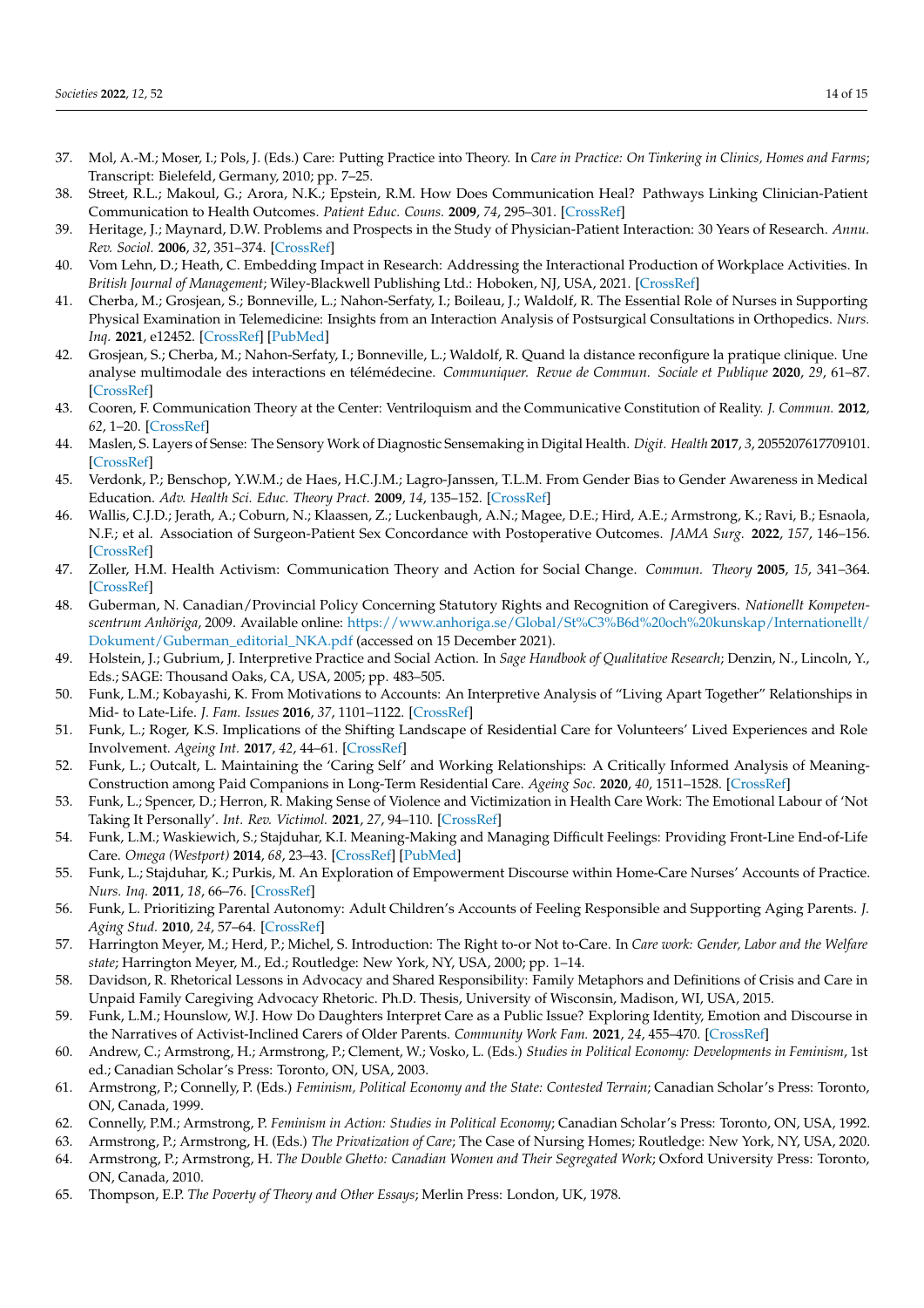37. Mol, A.-M.; Moser, I.; Pols, J. (Eds.) Care: Putting Practice into Theory. In *Care in Practice: On Tinkering in Clinics, Homes and Farms*; Transcript: Bielefeld, Germany, 2010; pp. 7–25.
38. Street, R.L.; Makoul, G.; Arora, N.K.; Epstein, R.M. How Does Communication Heal? Pathways Linking Clinician-Patient Communication to Health Outcomes. *Patient Educ. Couns.* **2009**, *74*, 295–301. [CrossRef]
39. Heritage, J.; Maynard, D.W. Problems and Prospects in the Study of Physician-Patient Interaction: 30 Years of Research. *Annu. Rev. Sociol.* **2006**, *32*, 351–374. [CrossRef]
40. Vom Lehn, D.; Heath, C. Embedding Impact in Research: Addressing the Interactional Production of Workplace Activities. In *British Journal of Management*; Wiley-Blackwell Publishing Ltd.: Hoboken, NJ, USA, 2021. [CrossRef]
41. Cherba, M.; Grosjean, S.; Bonneville, L.; Nahon-Serfaty, I.; Boileau, J.; Waldolf, R. The Essential Role of Nurses in Supporting Physical Examination in Telemedicine: Insights from an Interaction Analysis of Postsurgical Consultations in Orthopedics. *Nurs. Inq.* **2021**, e12452. [CrossRef] [PubMed]
42. Grosjean, S.; Cherba, M.; Nahon-Serfaty, I.; Bonneville, L.; Waldolf, R. Quand la distance reconfigure la pratique clinique. Une analyse multimodale des interactions en télémédecine. *Communiquer. Revue de Commun. Sociale et Publique* **2020**, *29*, 61–87. [CrossRef]
43. Cooren, F. Communication Theory at the Center: Ventriloquism and the Communicative Constitution of Reality. *J. Commun.* **2012**, *62*, 1–20. [CrossRef]
44. Maslen, S. Layers of Sense: The Sensory Work of Diagnostic Sensemaking in Digital Health. *Digit. Health* **2017**, *3*, 2055207617709101. [CrossRef]
45. Verdonk, P.; Benschop, Y.W.M.; de Haes, H.C.J.M.; Lagro-Janssen, T.L.M. From Gender Bias to Gender Awareness in Medical Education. *Adv. Health Sci. Educ. Theory Pract.* **2009**, *14*, 135–152. [CrossRef]
46. Wallis, C.J.D.; Jerath, A.; Coburn, N.; Klaassen, Z.; Luckenbaugh, A.N.; Magee, D.E.; Hird, A.E.; Armstrong, K.; Ravi, B.; Esnaola, N.F.; et al. Association of Surgeon-Patient Sex Concordance with Postoperative Outcomes. *JAMA Surg.* **2022**, *157*, 146–156. [CrossRef]
47. Zoller, H.M. Health Activism: Communication Theory and Action for Social Change. *Commun. Theory* **2005**, *15*, 341–364. [CrossRef]
48. Guberman, N. Canadian/Provincial Policy Concerning Statutory Rights and Recognition of Caregivers. *Nationellt Kompetenscentrum Anhöriga*, 2009. Available online: https://www.anhoriga.se/Global/St%C3%B6d%20och%20kunskap/Internationellt/Dokument/Guberman_editorial_NKA.pdf (accessed on 15 December 2021).
49. Holstein, J.; Gubrium, J. Interpretive Practice and Social Action. In *Sage Handbook of Qualitative Research*; Denzin, N., Lincoln, Y., Eds.; SAGE: Thousand Oaks, CA, USA, 2005; pp. 483–505.
50. Funk, L.M.; Kobayashi, K. From Motivations to Accounts: An Interpretive Analysis of "Living Apart Together" Relationships in Mid- to Late-Life. *J. Fam. Issues* **2016**, *37*, 1101–1122. [CrossRef]
51. Funk, L.; Roger, K.S. Implications of the Shifting Landscape of Residential Care for Volunteers' Lived Experiences and Role Involvement. *Ageing Int.* **2017**, *42*, 44–61. [CrossRef]
52. Funk, L.; Outcalt, L. Maintaining the 'Caring Self' and Working Relationships: A Critically Informed Analysis of Meaning-Construction among Paid Companions in Long-Term Residential Care. *Ageing Soc.* **2020**, *40*, 1511–1528. [CrossRef]
53. Funk, L.; Spencer, D.; Herron, R. Making Sense of Violence and Victimization in Health Care Work: The Emotional Labour of 'Not Taking It Personally'. *Int. Rev. Victimol.* **2021**, *27*, 94–110. [CrossRef]
54. Funk, L.M.; Waskiewich, S.; Stajduhar, K.I. Meaning-Making and Managing Difficult Feelings: Providing Front-Line End-of-Life Care. *Omega (Westport)* **2014**, *68*, 23–43. [CrossRef] [PubMed]
55. Funk, L.; Stajduhar, K.; Purkis, M. An Exploration of Empowerment Discourse within Home-Care Nurses' Accounts of Practice. *Nurs. Inq.* **2011**, *18*, 66–76. [CrossRef]
56. Funk, L. Prioritizing Parental Autonomy: Adult Children's Accounts of Feeling Responsible and Supporting Aging Parents. *J. Aging Stud.* **2010**, *24*, 57–64. [CrossRef]
57. Harrington Meyer, M.; Herd, P.; Michel, S. Introduction: The Right to-or Not to-Care. In *Care work: Gender, Labor and the Welfare state*; Harrington Meyer, M., Ed.; Routledge: New York, NY, USA, 2000; pp. 1–14.
58. Davidson, R. Rhetorical Lessons in Advocacy and Shared Responsibility: Family Metaphors and Definitions of Crisis and Care in Unpaid Family Caregiving Advocacy Rhetoric. Ph.D. Thesis, University of Wisconsin, Madison, WI, USA, 2015.
59. Funk, L.M.; Hounslow, W.J. How Do Daughters Interpret Care as a Public Issue? Exploring Identity, Emotion and Discourse in the Narratives of Activist-Inclined Carers of Older Parents. *Community Work Fam.* **2021**, *24*, 455–470. [CrossRef]
60. Andrew, C.; Armstrong, H.; Armstrong, P.; Clement, W.; Vosko, L. (Eds.) *Studies in Political Economy: Developments in Feminism*, 1st ed.; Canadian Scholar's Press: Toronto, ON, USA, 2003.
61. Armstrong, P.; Connelly, P. (Eds.) *Feminism, Political Economy and the State: Contested Terrain*; Canadian Scholar's Press: Toronto, ON, Canada, 1999.
62. Connelly, P.M.; Armstrong, P. *Feminism in Action: Studies in Political Economy*; Canadian Scholar's Press: Toronto, ON, USA, 1992.
63. Armstrong, P.; Armstrong, H. (Eds.) *The Privatization of Care*; The Case of Nursing Homes; Routledge: New York, NY, USA, 2020.
64. Armstrong, P.; Armstrong, H. *The Double Ghetto: Canadian Women and Their Segregated Work*; Oxford University Press: Toronto, ON, Canada, 2010.
65. Thompson, E.P. *The Poverty of Theory and Other Essays*; Merlin Press: London, UK, 1978.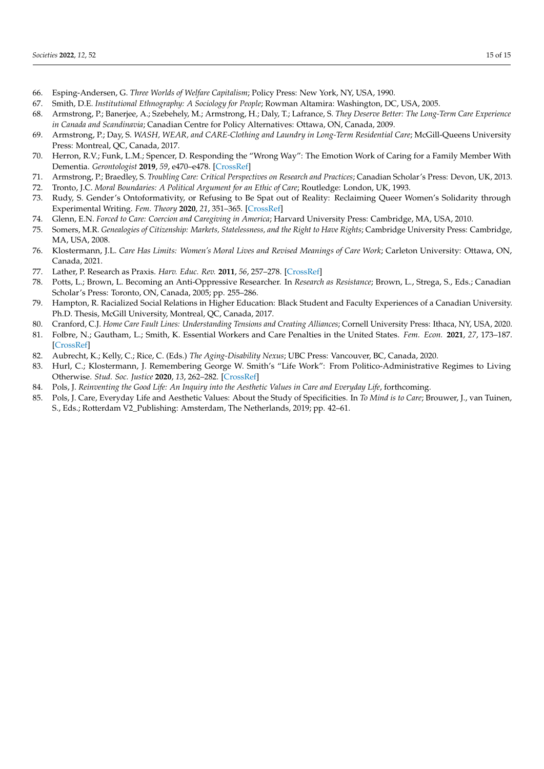66. Esping-Andersen, G. *Three Worlds of Welfare Capitalism*; Policy Press: New York, NY, USA, 1990.
67. Smith, D.E. *Institutional Ethnography: A Sociology for People*; Rowman Altamira: Washington, DC, USA, 2005.
68. Armstrong, P.; Banerjee, A.; Szebehely, M.; Armstrong, H.; Daly, T.; Lafrance, S. *They Deserve Better: The Long-Term Care Experience in Canada and Scandinavia*; Canadian Centre for Policy Alternatives: Ottawa, ON, Canada, 2009.
69. Armstrong, P.; Day, S. *WASH, WEAR, and CARE-Clothing and Laundry in Long-Term Residential Care*; McGill-Queens University Press: Montreal, QC, Canada, 2017.
70. Herron, R.V.; Funk, L.M.; Spencer, D. Responding the "Wrong Way": The Emotion Work of Caring for a Family Member With Dementia. *Gerontologist* **2019**, *59*, e470–e478. [CrossRef]
71. Armstrong, P.; Braedley, S. *Troubling Care: Critical Perspectives on Research and Practices*; Canadian Scholar's Press: Devon, UK, 2013.
72. Tronto, J.C. *Moral Boundaries: A Political Argument for an Ethic of Care*; Routledge: London, UK, 1993.
73. Rudy, S. Gender's Ontoformativity, or Refusing to Be Spat out of Reality: Reclaiming Queer Women's Solidarity through Experimental Writing. *Fem. Theory* **2020**, *21*, 351–365. [CrossRef]
74. Glenn, E.N. *Forced to Care: Coercion and Caregiving in America*; Harvard University Press: Cambridge, MA, USA, 2010.
75. Somers, M.R. *Genealogies of Citizenship: Markets, Statelessness, and the Right to Have Rights*; Cambridge University Press: Cambridge, MA, USA, 2008.
76. Klostermann, J.L. *Care Has Limits: Women's Moral Lives and Revised Meanings of Care Work*; Carleton University: Ottawa, ON, Canada, 2021.
77. Lather, P. Research as Praxis. *Harv. Educ. Rev.* **2011**, *56*, 257–278. [CrossRef]
78. Potts, L.; Brown, L. Becoming an Anti-Oppressive Researcher. In *Research as Resistance*; Brown, L., Strega, S., Eds.; Canadian Scholar's Press: Toronto, ON, Canada, 2005; pp. 255–286.
79. Hampton, R. Racialized Social Relations in Higher Education: Black Student and Faculty Experiences of a Canadian University. Ph.D. Thesis, McGill University, Montreal, QC, Canada, 2017.
80. Cranford, C.J. *Home Care Fault Lines: Understanding Tensions and Creating Alliances*; Cornell University Press: Ithaca, NY, USA, 2020.
81. Folbre, N.; Gautham, L.; Smith, K. Essential Workers and Care Penalties in the United States. *Fem. Econ.* **2021**, *27*, 173–187. [CrossRef]
82. Aubrecht, K.; Kelly, C.; Rice, C. (Eds.) *The Aging-Disability Nexus*; UBC Press: Vancouver, BC, Canada, 2020.
83. Hurl, C.; Klostermann, J. Remembering George W. Smith's "Life Work": From Politico-Administrative Regimes to Living Otherwise. *Stud. Soc. Justice* **2020**, *13*, 262–282. [CrossRef]
84. Pols, J. *Reinventing the Good Life: An Inquiry into the Aesthetic Values in Care and Everyday Life*, forthcoming.
85. Pols, J. Care, Everyday Life and Aesthetic Values: About the Study of Specificities. In *To Mind is to Care*; Brouwer, J., van Tuinen, S., Eds.; Rotterdam V2_Publishing: Amsterdam, The Netherlands, 2019; pp. 42–61.